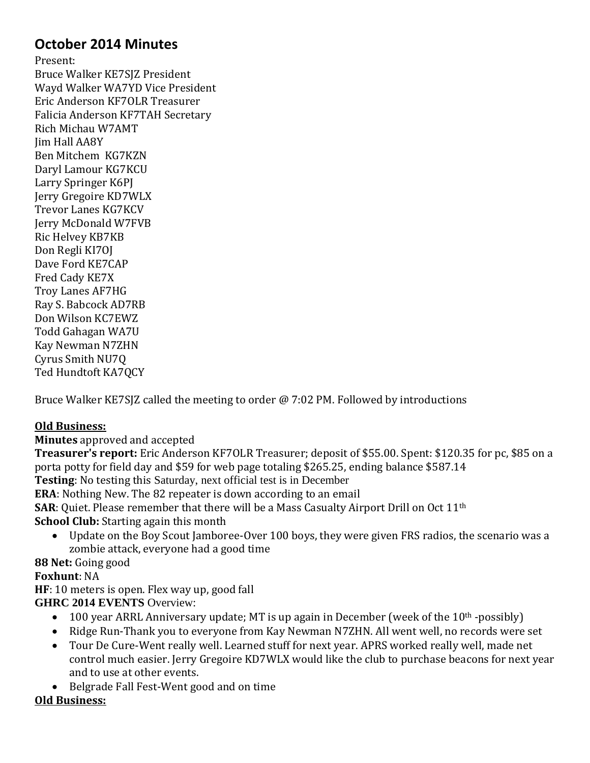## October 2014 Minutes

Present:
Bruce Walker KE7SJZ President
Wayd Walker WA7YD Vice President
Eric Anderson KF7OLR Treasurer
Falicia Anderson KF7TAH Secretary
Rich Michau W7AMT
Jim Hall AA8Y
Ben Mitchem KG7KZN
Daryl Lamour KG7KCU
Larry Springer K6PJ
Jerry Gregoire KD7WLX
Trevor Lanes KG7KCV
Jerry McDonald W7FVB
Ric Helvey KB7KB
Don Regli KI7OJ
Dave Ford KE7CAP
Fred Cady KE7X
Troy Lanes AF7HG
Ray S. Babcock AD7RB
Don Wilson KC7EWZ
Todd Gahagan WA7U
Kay Newman N7ZHN
Cyrus Smith NU7Q
Ted Hundtoft KA7QCY

Bruce Walker KE7SJZ called the meeting to order @ 7:02 PM. Followed by introductions

**Old Business:**

**Minutes** approved and accepted

**Treasurer's report:** Eric Anderson KF7OLR Treasurer; deposit of $55.00. Spent: $120.35 for pc, $85 on a porta potty for field day and $59 for web page totaling $265.25, ending balance $587.14

**Testing**: No testing this Saturday, next official test is in December

**ERA**: Nothing New. The 82 repeater is down according to an email

**SAR**: Quiet. Please remember that there will be a Mass Casualty Airport Drill on Oct 11th

**School Club:** Starting again this month

- Update on the Boy Scout Jamboree-Over 100 boys, they were given FRS radios, the scenario was a zombie attack, everyone had a good time

**88 Net:** Going good

**Foxhunt**: NA

**HF**: 10 meters is open. Flex way up, good fall

**GHRC 2014 EVENTS** Overview:

- 100 year ARRL Anniversary update; MT is up again in December (week of the 10th -possibly)
- Ridge Run-Thank you to everyone from Kay Newman N7ZHN. All went well, no records were set
- Tour De Cure-Went really well. Learned stuff for next year. APRS worked really well, made net control much easier. Jerry Gregoire KD7WLX would like the club to purchase beacons for next year and to use at other events.
- Belgrade Fall Fest-Went good and on time

**Old Business:**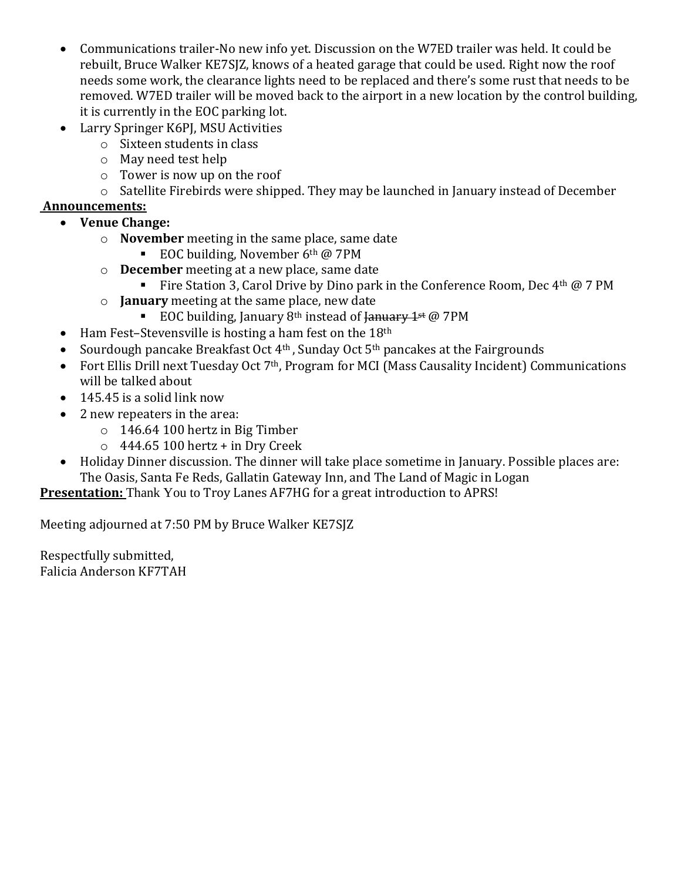- Communications trailer-No new info yet. Discussion on the W7ED trailer was held. It could be rebuilt, Bruce Walker KE7SJZ, knows of a heated garage that could be used. Right now the roof needs some work, the clearance lights need to be replaced and there's some rust that needs to be removed. W7ED trailer will be moved back to the airport in a new location by the control building, it is currently in the EOC parking lot.
- Larry Springer K6PJ, MSU Activities
  - Sixteen students in class
  - May need test help
  - Tower is now up on the roof
  - Satellite Firebirds were shipped. They may be launched in January instead of December

**Announcements:**

- **Venue Change:**
  - **November** meeting in the same place, same date
    - EOC building, November 6th @ 7PM
  - **December** meeting at a new place, same date
    - Fire Station 3, Carol Drive by Dino park in the Conference Room, Dec 4th @ 7 PM
  - **January** meeting at the same place, new date
    - EOC building, January 8th instead of ~~January 1st~~ @ 7PM
- Ham Fest–Stevensville is hosting a ham fest on the 18th
- Sourdough pancake Breakfast Oct 4th , Sunday Oct 5th pancakes at the Fairgrounds
- Fort Ellis Drill next Tuesday Oct 7th, Program for MCI (Mass Causality Incident) Communications will be talked about
- 145.45 is a solid link now
- 2 new repeaters in the area:
  - 146.64 100 hertz in Big Timber
  - 444.65 100 hertz + in Dry Creek
- Holiday Dinner discussion. The dinner will take place sometime in January. Possible places are: The Oasis, Santa Fe Reds, Gallatin Gateway Inn, and The Land of Magic in Logan

**Presentation:** Thank You to Troy Lanes AF7HG for a great introduction to APRS!

Meeting adjourned at 7:50 PM by Bruce Walker KE7SJZ

Respectfully submitted,
Falicia Anderson KF7TAH